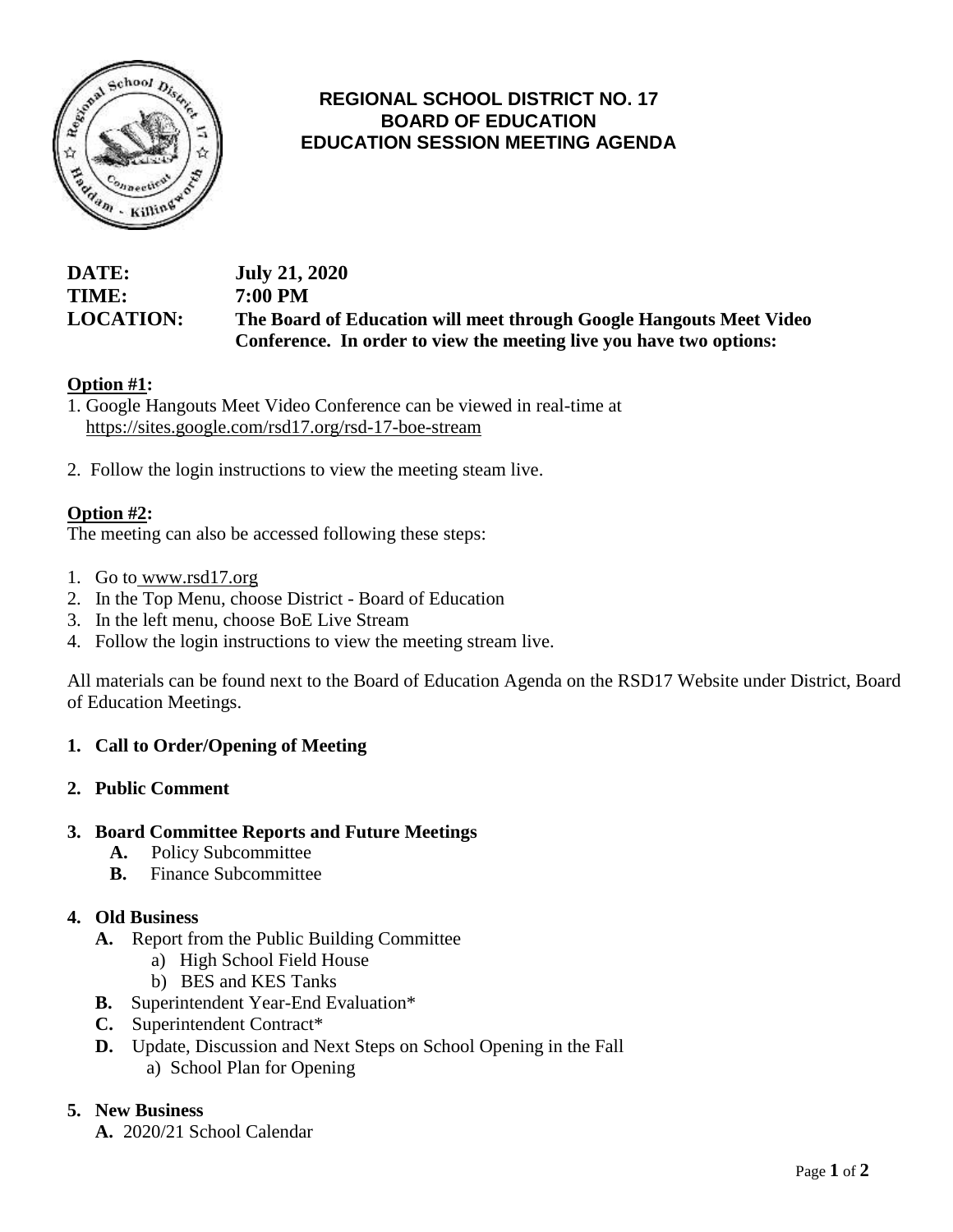# REGIONAL SCHOOL DISTRICT NO. 17
## BOARD OF EDUCATION
## EDUCATION SESSION MEETING AGENDA

**DATE:** **July 21, 2020**
**TIME:** **7:00 PM**
**LOCATION:** **The Board of Education will meet through Google Hangouts Meet Video Conference. In order to view the meeting live you have two options:**

**<u>Option #1</u>:**

1. Google Hangouts Meet Video Conference can be viewed in real-time at https://sites.google.com/rsd17.org/rsd-17-boe-stream
2. Follow the login instructions to view the meeting steam live.

**<u>Option #2</u>:**

The meeting can also be accessed following these steps:

1. Go to www.rsd17.org
2. In the Top Menu, choose District - Board of Education
3. In the left menu, choose BoE Live Stream
4. Follow the login instructions to view the meeting stream live.

All materials can be found next to the Board of Education Agenda on the RSD17 Website under District, Board of Education Meetings.

**1. Call to Order/Opening of Meeting**

**2. Public Comment**

**3. Board Committee Reports and Future Meetings**
   - **A.** Policy Subcommittee
   - **B.** Finance Subcommittee

**4. Old Business**
   - **A.** Report from the Public Building Committee
     - a) High School Field House
     - b) BES and KES Tanks
   - **B.** Superintendent Year-End Evaluation*
   - **C.** Superintendent Contract*
   - **D.** Update, Discussion and Next Steps on School Opening in the Fall
     - a) School Plan for Opening

**5. New Business**
   - **A.** 2020/21 School Calendar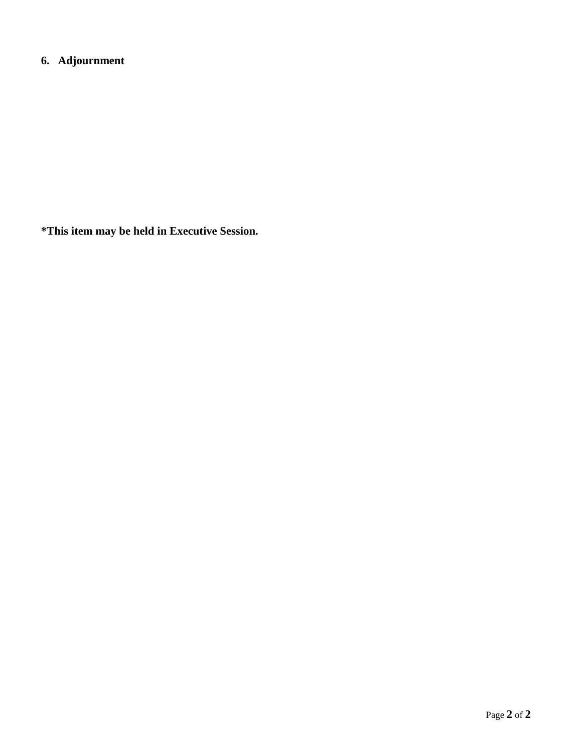**6. Adjournment**

***This item may be held in Executive Session.**